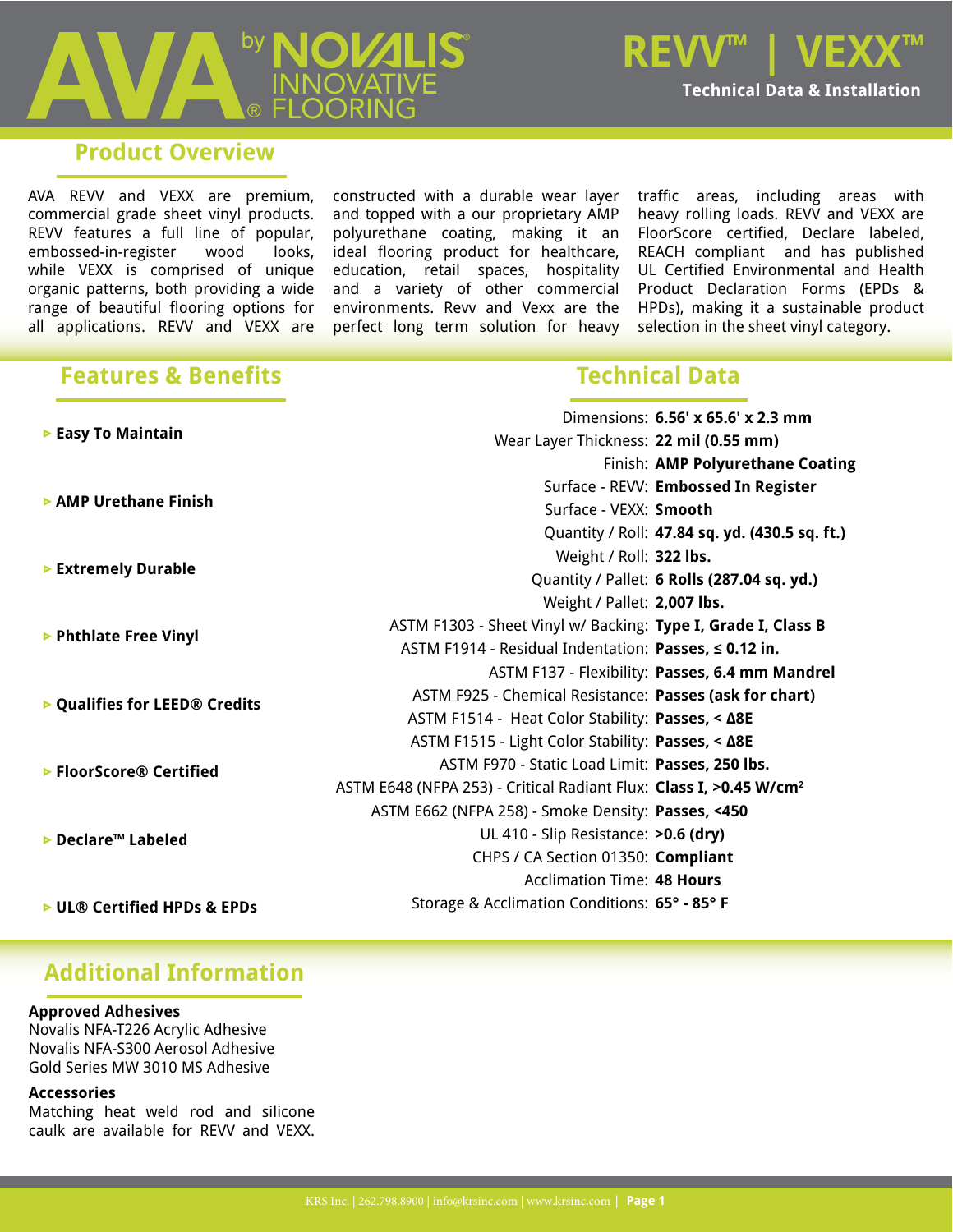# AVA by NOVALIS INNOVATIVE FLOORING

## REVV™ | VEXX™

**Technical Data & Installation**

## Product Overview

AVA REVV and VEXX are premium, commercial grade sheet vinyl products. REVV features a full line of popular, embossed-in-register wood looks, while VEXX is comprised of unique organic patterns, both providing a wide range of beautiful flooring options for all applications. REVV and VEXX are constructed with a durable wear layer and topped with a our proprietary AMP polyurethane coating, making it an ideal flooring product for healthcare, education, retail spaces, hospitality and a variety of other commercial environments. Revv and Vexx are the perfect long term solution for heavy traffic areas, including areas with heavy rolling loads. REVV and VEXX are FloorScore certified, Declare labeled, REACH compliant and has published UL Certified Environmental and Health Product Declaration Forms (EPDs & HPDs), making it a sustainable product selection in the sheet vinyl category.

## Features & Benefits

- **Easy To Maintain**
- **AMP Urethane Finish**
- **Extremely Durable**
- **Phthlate Free Vinyl**
- **Qualifies for LEED® Credits**
- **FloorScore® Certified**
- **Declare™ Labeled**
- **UL® Certified HPDs & EPDs**

## Technical Data

| Property | Value |
|---|---|
| Dimensions: | **6.56' x 65.6' x 2.3 mm** |
| Wear Layer Thickness: | **22 mil (0.55 mm)** |
| Finish: | **AMP Polyurethane Coating** |
| Surface - REVV: | **Embossed In Register** |
| Surface - VEXX: | **Smooth** |
| Quantity / Roll: | **47.84 sq. yd. (430.5 sq. ft.)** |
| Weight / Roll: | **322 lbs.** |
| Quantity / Pallet: | **6 Rolls (287.04 sq. yd.)** |
| Weight / Pallet: | **2,007 lbs.** |
| ASTM F1303 - Sheet Vinyl w/ Backing: | **Type I, Grade I, Class B** |
| ASTM F1914 - Residual Indentation: | **Passes, ≤ 0.12 in.** |
| ASTM F137 - Flexibility: | **Passes, 6.4 mm Mandrel** |
| ASTM F925 - Chemical Resistance: | **Passes (ask for chart)** |
| ASTM F1514 - Heat Color Stability: | **Passes, < ΔE** |
| ASTM F1515 - Light Color Stability: | **Passes, < ΔE** |
| ASTM F970 - Static Load Limit: | **Passes, 250 lbs.** |
| ASTM E648 (NFPA 253) - Critical Radiant Flux: | **Class I, >0.45 W/cm²** |
| ASTM E662 (NFPA 258) - Smoke Density: | **Passes, <450** |
| UL 410 - Slip Resistance: | **>0.6 (dry)** |
| CHPS / CA Section 01350: | **Compliant** |
| Acclimation Time: | **48 Hours** |
| Storage & Acclimation Conditions: | **65° - 85° F** |

## Additional Information

**Approved Adhesives**

Novalis NFA-T226 Acrylic Adhesive
Novalis NFA-S300 Aerosol Adhesive
Gold Series MW 3010 MS Adhesive

**Accessories**

Matching heat weld rod and silicone caulk are available for REVV and VEXX.

KRS Inc. | 262.798.8900 | info@krsinc.com | www.krsinc.com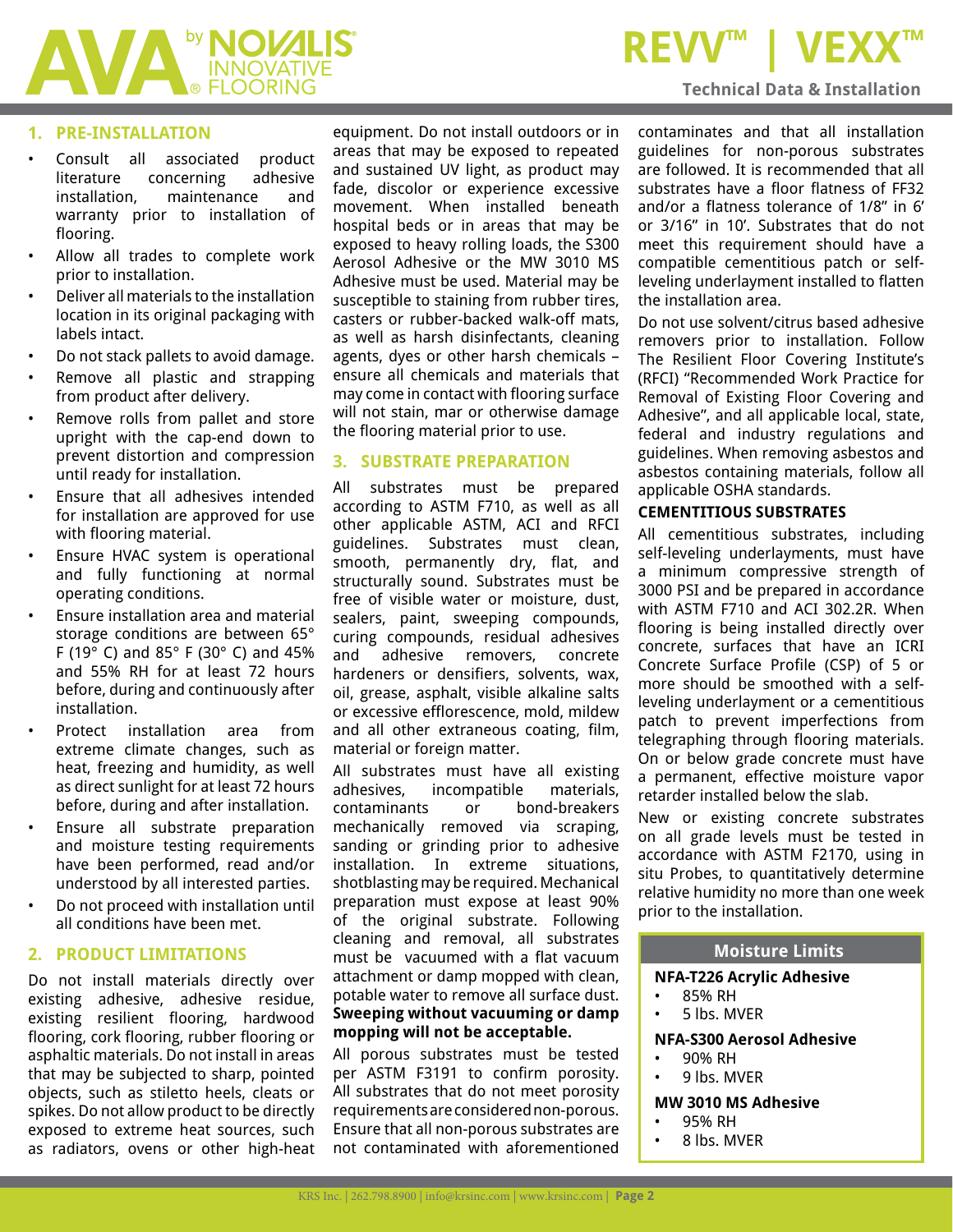## 1. PRE-INSTALLATION

- Consult all associated product literature concerning adhesive installation, maintenance and warranty prior to installation of flooring.
- Allow all trades to complete work prior to installation.
- Deliver all materials to the installation location in its original packaging with labels intact.
- Do not stack pallets to avoid damage.
- Remove all plastic and strapping from product after delivery.
- Remove rolls from pallet and store upright with the cap-end down to prevent distortion and compression until ready for installation.
- Ensure that all adhesives intended for installation are approved for use with flooring material.
- Ensure HVAC system is operational and fully functioning at normal operating conditions.
- Ensure installation area and material storage conditions are between 65° F (19° C) and 85° F (30° C) and 45% and 55% RH for at least 72 hours before, during and continuously after installation.
- Protect installation area from extreme climate changes, such as heat, freezing and humidity, as well as direct sunlight for at least 72 hours before, during and after installation.
- Ensure all substrate preparation and moisture testing requirements have been performed, read and/or understood by all interested parties.
- Do not proceed with installation until all conditions have been met.

## 2. PRODUCT LIMITATIONS

Do not install materials directly over existing adhesive, adhesive residue, existing resilient flooring, hardwood flooring, cork flooring, rubber flooring or asphaltic materials. Do not install in areas that may be subjected to sharp, pointed objects, such as stiletto heels, cleats or spikes. Do not allow product to be directly exposed to extreme heat sources, such as radiators, ovens or other high-heat equipment. Do not install outdoors or in areas that may be exposed to repeated and sustained UV light, as product may fade, discolor or experience excessive movement. When installed beneath hospital beds or in areas that may be exposed to heavy rolling loads, the S300 Aerosol Adhesive or the MW 3010 MS Adhesive must be used. Material may be susceptible to staining from rubber tires, casters or rubber-backed walk-off mats, as well as harsh disinfectants, cleaning agents, dyes or other harsh chemicals – ensure all chemicals and materials that may come in contact with flooring surface will not stain, mar or otherwise damage the flooring material prior to use.

## 3. SUBSTRATE PREPARATION

All substrates must be prepared according to ASTM F710, as well as all other applicable ASTM, ACI and RFCI guidelines. Substrates must clean, smooth, permanently dry, flat, and structurally sound. Substrates must be free of visible water or moisture, dust, sealers, paint, sweeping compounds, curing compounds, residual adhesives and adhesive removers, concrete hardeners or densifiers, solvents, wax, oil, grease, asphalt, visible alkaline salts or excessive efflorescence, mold, mildew and all other extraneous coating, film, material or foreign matter.

All substrates must have all existing adhesives, incompatible materials, contaminants or bond-breakers mechanically removed via scraping, sanding or grinding prior to adhesive installation. In extreme situations, shotblasting may be required. Mechanical preparation must expose at least 90% of the original substrate. Following cleaning and removal, all substrates must be vacuumed with a flat vacuum attachment or damp mopped with clean, potable water to remove all surface dust. **Sweeping without vacuuming or damp mopping will not be acceptable.**

All porous substrates must be tested per ASTM F3191 to confirm porosity. All substrates that do not meet porosity requirements are considered non-porous. Ensure that all non-porous substrates are not contaminated with aforementioned contaminates and that all installation guidelines for non-porous substrates are followed. It is recommended that all substrates have a floor flatness of FF32 and/or a flatness tolerance of 1/8" in 6' or 3/16" in 10'. Substrates that do not meet this requirement should have a compatible cementitious patch or self-leveling underlayment installed to flatten the installation area.

Do not use solvent/citrus based adhesive removers prior to installation. Follow The Resilient Floor Covering Institute's (RFCI) "Recommended Work Practice for Removal of Existing Floor Covering and Adhesive", and all applicable local, state, federal and industry regulations and guidelines. When removing asbestos and asbestos containing materials, follow all applicable OSHA standards.

### CEMENTITIOUS SUBSTRATES

All cementitious substrates, including self-leveling underlayments, must have a minimum compressive strength of 3000 PSI and be prepared in accordance with ASTM F710 and ACI 302.2R. When flooring is being installed directly over concrete, surfaces that have an ICRI Concrete Surface Profile (CSP) of 5 or more should be smoothed with a self-leveling underlayment or a cementitious patch to prevent imperfections from telegraphing through flooring materials. On or below grade concrete must have a permanent, effective moisture vapor retarder installed below the slab.

New or existing concrete substrates on all grade levels must be tested in accordance with ASTM F2170, using in situ Probes, to quantitatively determine relative humidity no more than one week prior to the installation.

**Moisture Limits**

**NFA-T226 Acrylic Adhesive**
- 85% RH
- 5 lbs. MVER

**NFA-S300 Aerosol Adhesive**
- 90% RH
- 9 lbs. MVER

**MW 3010 MS Adhesive**
- 95% RH
- 8 lbs. MVER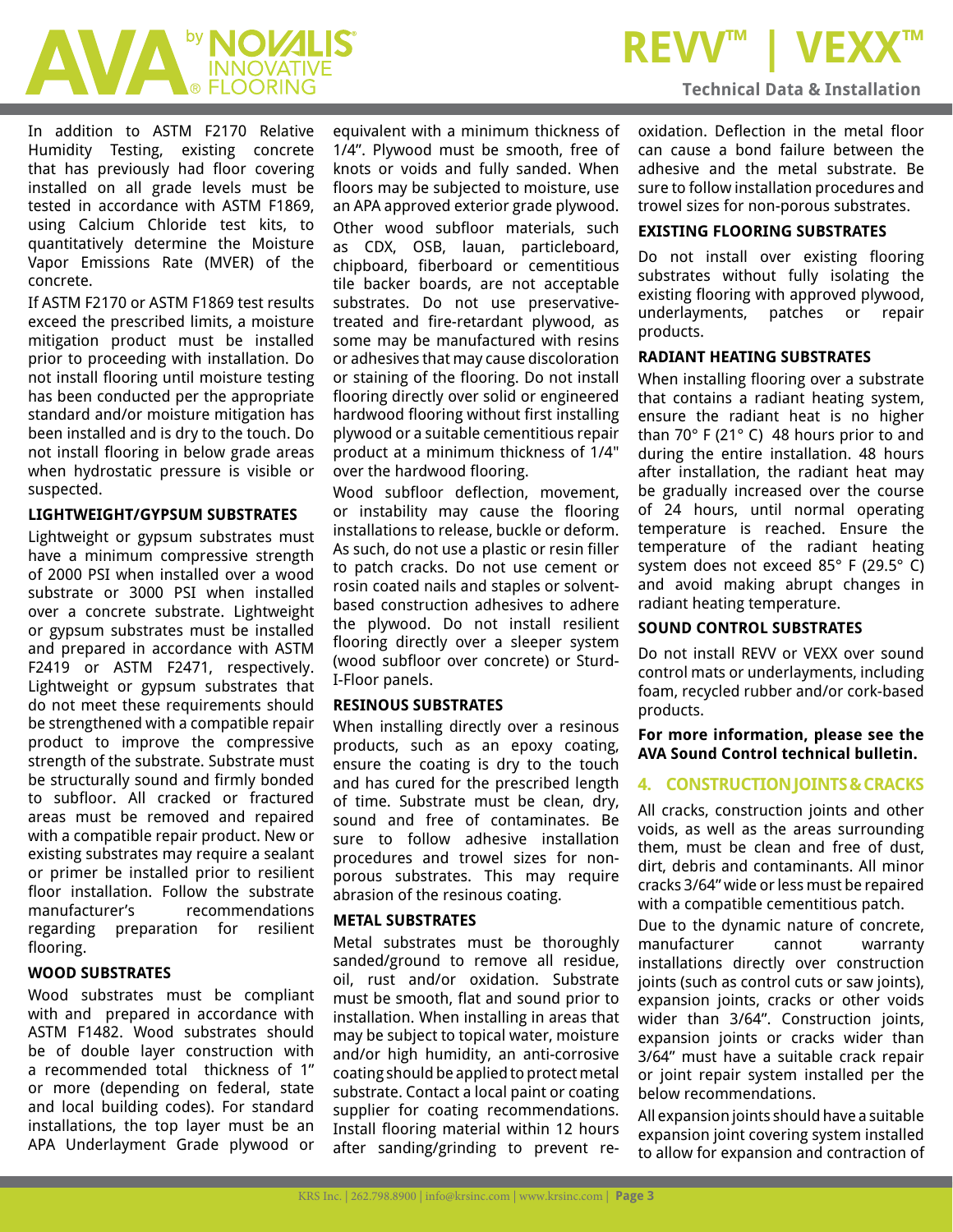In addition to ASTM F2170 Relative Humidity Testing, existing concrete that has previously had floor covering installed on all grade levels must be tested in accordance with ASTM F1869, using Calcium Chloride test kits, to quantitatively determine the Moisture Vapor Emissions Rate (MVER) of the concrete.

If ASTM F2170 or ASTM F1869 test results exceed the prescribed limits, a moisture mitigation product must be installed prior to proceeding with installation. Do not install flooring until moisture testing has been conducted per the appropriate standard and/or moisture mitigation has been installed and is dry to the touch. Do not install flooring in below grade areas when hydrostatic pressure is visible or suspected.

### LIGHTWEIGHT/GYPSUM SUBSTRATES

Lightweight or gypsum substrates must have a minimum compressive strength of 2000 PSI when installed over a wood substrate or 3000 PSI when installed over a concrete substrate. Lightweight or gypsum substrates must be installed and prepared in accordance with ASTM F2419 or ASTM F2471, respectively. Lightweight or gypsum substrates that do not meet these requirements should be strengthened with a compatible repair product to improve the compressive strength of the substrate. Substrate must be structurally sound and firmly bonded to subfloor. All cracked or fractured areas must be removed and repaired with a compatible repair product. New or existing substrates may require a sealant or primer be installed prior to resilient floor installation. Follow the substrate manufacturer's recommendations regarding preparation for resilient flooring.

### WOOD SUBSTRATES

Wood substrates must be compliant with and prepared in accordance with ASTM F1482. Wood substrates should be of double layer construction with a recommended total thickness of 1" or more (depending on federal, state and local building codes). For standard installations, the top layer must be an APA Underlayment Grade plywood or equivalent with a minimum thickness of 1/4". Plywood must be smooth, free of knots or voids and fully sanded. When floors may be subjected to moisture, use an APA approved exterior grade plywood.

Other wood subfloor materials, such as CDX, OSB, lauan, particleboard, chipboard, fiberboard or cementitious tile backer boards, are not acceptable substrates. Do not use preservative-treated and fire-retardant plywood, as some may be manufactured with resins or adhesives that may cause discoloration or staining of the flooring. Do not install flooring directly over solid or engineered hardwood flooring without first installing plywood or a suitable cementitious repair product at a minimum thickness of 1/4" over the hardwood flooring.

Wood subfloor deflection, movement, or instability may cause the flooring installations to release, buckle or deform. As such, do not use a plastic or resin filler to patch cracks. Do not use cement or rosin coated nails and staples or solvent-based construction adhesives to adhere the plywood. Do not install resilient flooring directly over a sleeper system (wood subfloor over concrete) or Sturd-I-Floor panels.

### RESINOUS SUBSTRATES

When installing directly over a resinous products, such as an epoxy coating, ensure the coating is dry to the touch and has cured for the prescribed length of time. Substrate must be clean, dry, sound and free of contaminates. Be sure to follow adhesive installation procedures and trowel sizes for non-porous substrates. This may require abrasion of the resinous coating.

### METAL SUBSTRATES

Metal substrates must be thoroughly sanded/ground to remove all residue, oil, rust and/or oxidation. Substrate must be smooth, flat and sound prior to installation. When installing in areas that may be subject to topical water, moisture and/or high humidity, an anti-corrosive coating should be applied to protect metal substrate. Contact a local paint or coating supplier for coating recommendations. Install flooring material within 12 hours after sanding/grinding to prevent re-oxidation. Deflection in the metal floor can cause a bond failure between the adhesive and the metal substrate. Be sure to follow installation procedures and trowel sizes for non-porous substrates.

### EXISTING FLOORING SUBSTRATES

Do not install over existing flooring substrates without fully isolating the existing flooring with approved plywood, underlayments, patches or repair products.

### RADIANT HEATING SUBSTRATES

When installing flooring over a substrate that contains a radiant heating system, ensure the radiant heat is no higher than 70° F (21° C) 48 hours prior to and during the entire installation. 48 hours after installation, the radiant heat may be gradually increased over the course of 24 hours, until normal operating temperature is reached. Ensure the temperature of the radiant heating system does not exceed 85° F (29.5° C) and avoid making abrupt changes in radiant heating temperature.

### SOUND CONTROL SUBSTRATES

Do not install REVV or VEXX over sound control mats or underlayments, including foam, recycled rubber and/or cork-based products.

**For more information, please see the AVA Sound Control technical bulletin.**

## 4. CONSTRUCTION JOINTS & CRACKS

All cracks, construction joints and other voids, as well as the areas surrounding them, must be clean and free of dust, dirt, debris and contaminants. All minor cracks 3/64" wide or less must be repaired with a compatible cementitious patch.

Due to the dynamic nature of concrete, manufacturer cannot warranty installations directly over construction joints (such as control cuts or saw joints), expansion joints, cracks or other voids wider than 3/64". Construction joints, expansion joints or cracks wider than 3/64" must have a suitable crack repair or joint repair system installed per the below recommendations.

All expansion joints should have a suitable expansion joint covering system installed to allow for expansion and contraction of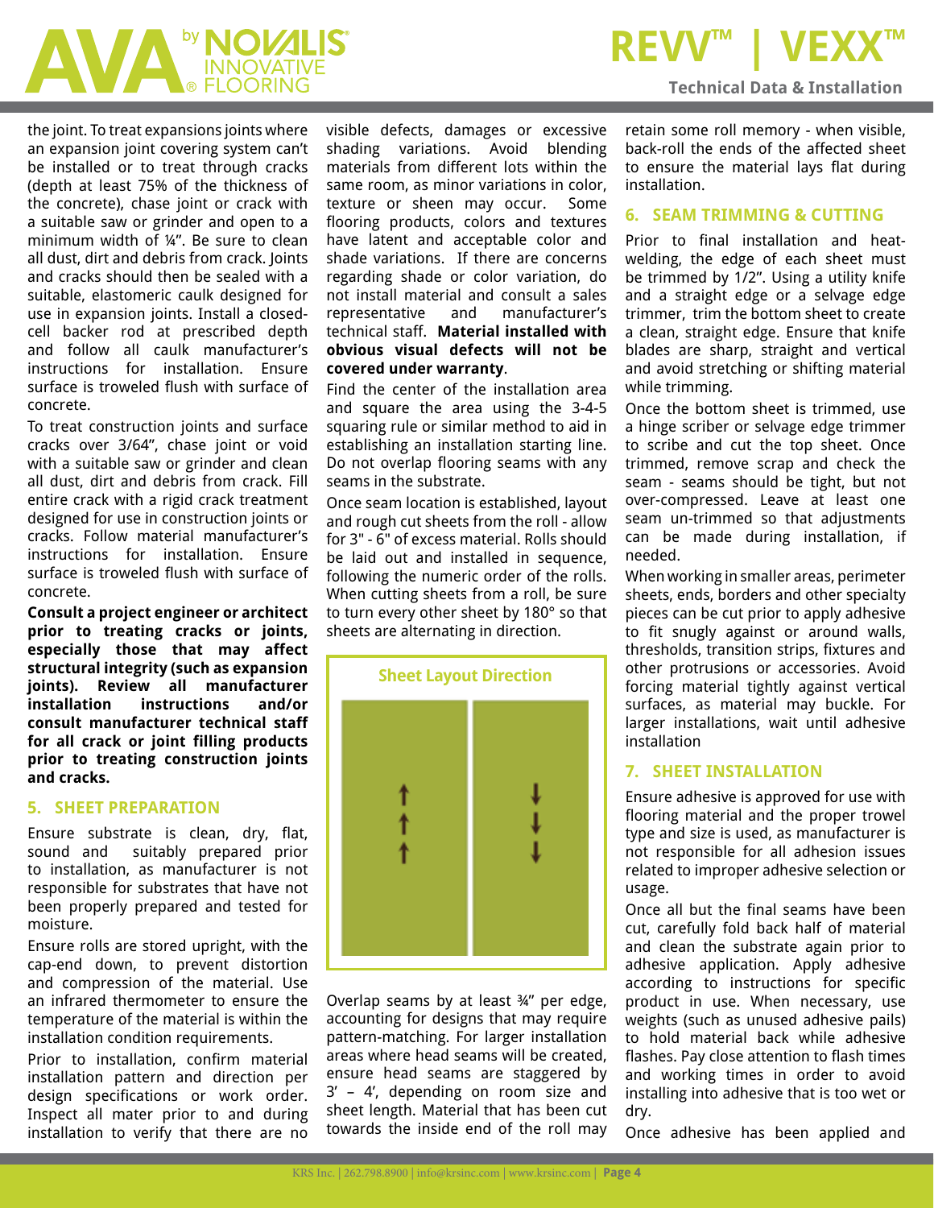the joint. To treat expansions joints where an expansion joint covering system can't be installed or to treat through cracks (depth at least 75% of the thickness of the concrete), chase joint or crack with a suitable saw or grinder and open to a minimum width of ¼". Be sure to clean all dust, dirt and debris from crack. Joints and cracks should then be sealed with a suitable, elastomeric caulk designed for use in expansion joints. Install a closed-cell backer rod at prescribed depth and follow all caulk manufacturer's instructions for installation. Ensure surface is troweled flush with surface of concrete.

To treat construction joints and surface cracks over 3/64", chase joint or void with a suitable saw or grinder and clean all dust, dirt and debris from crack. Fill entire crack with a rigid crack treatment designed for use in construction joints or cracks. Follow material manufacturer's instructions for installation. Ensure surface is troweled flush with surface of concrete.

**Consult a project engineer or architect prior to treating cracks or joints, especially those that may affect structural integrity (such as expansion joints). Review all manufacturer installation instructions and/or consult manufacturer technical staff for all crack or joint filling products prior to treating construction joints and cracks.**

## 5. SHEET PREPARATION

Ensure substrate is clean, dry, flat, sound and suitably prepared prior to installation, as manufacturer is not responsible for substrates that have not been properly prepared and tested for moisture.

Ensure rolls are stored upright, with the cap-end down, to prevent distortion and compression of the material. Use an infrared thermometer to ensure the temperature of the material is within the installation condition requirements.

Prior to installation, confirm material installation pattern and direction per design specifications or work order. Inspect all mater prior to and during installation to verify that there are no visible defects, damages or excessive shading variations. Avoid blending materials from different lots within the same room, as minor variations in color, texture or sheen may occur. Some flooring products, colors and textures have latent and acceptable color and shade variations. If there are concerns regarding shade or color variation, do not install material and consult a sales representative and manufacturer's technical staff. **Material installed with obvious visual defects will not be covered under warranty**.

Find the center of the installation area and square the area using the 3-4-5 squaring rule or similar method to aid in establishing an installation starting line. Do not overlap flooring seams with any seams in the substrate.

Once seam location is established, layout and rough cut sheets from the roll - allow for 3" - 6" of excess material. Rolls should be laid out and installed in sequence, following the numeric order of the rolls. When cutting sheets from a roll, be sure to turn every other sheet by 180° so that sheets are alternating in direction.

**Sheet Layout Direction**

Overlap seams by at least ¾" per edge, accounting for designs that may require pattern-matching. For larger installation areas where head seams will be created, ensure head seams are staggered by 3' – 4', depending on room size and sheet length. Material that has been cut towards the inside end of the roll may retain some roll memory - when visible, back-roll the ends of the affected sheet to ensure the material lays flat during installation.

## 6. SEAM TRIMMING & CUTTING

Prior to final installation and heat-welding, the edge of each sheet must be trimmed by 1/2". Using a utility knife and a straight edge or a selvage edge trimmer, trim the bottom sheet to create a clean, straight edge. Ensure that knife blades are sharp, straight and vertical and avoid stretching or shifting material while trimming.

Once the bottom sheet is trimmed, use a hinge scriber or selvage edge trimmer to scribe and cut the top sheet. Once trimmed, remove scrap and check the seam - seams should be tight, but not over-compressed. Leave at least one seam un-trimmed so that adjustments can be made during installation, if needed.

When working in smaller areas, perimeter sheets, ends, borders and other specialty pieces can be cut prior to apply adhesive to fit snugly against or around walls, thresholds, transition strips, fixtures and other protrusions or accessories. Avoid forcing material tightly against vertical surfaces, as material may buckle. For larger installations, wait until adhesive installation

## 7. SHEET INSTALLATION

Ensure adhesive is approved for use with flooring material and the proper trowel type and size is used, as manufacturer is not responsible for all adhesion issues related to improper adhesive selection or usage.

Once all but the final seams have been cut, carefully fold back half of material and clean the substrate again prior to adhesive application. Apply adhesive according to instructions for specific product in use. When necessary, use weights (such as unused adhesive pails) to hold material back while adhesive flashes. Pay close attention to flash times and working times in order to avoid installing into adhesive that is too wet or dry.

Once adhesive has been applied and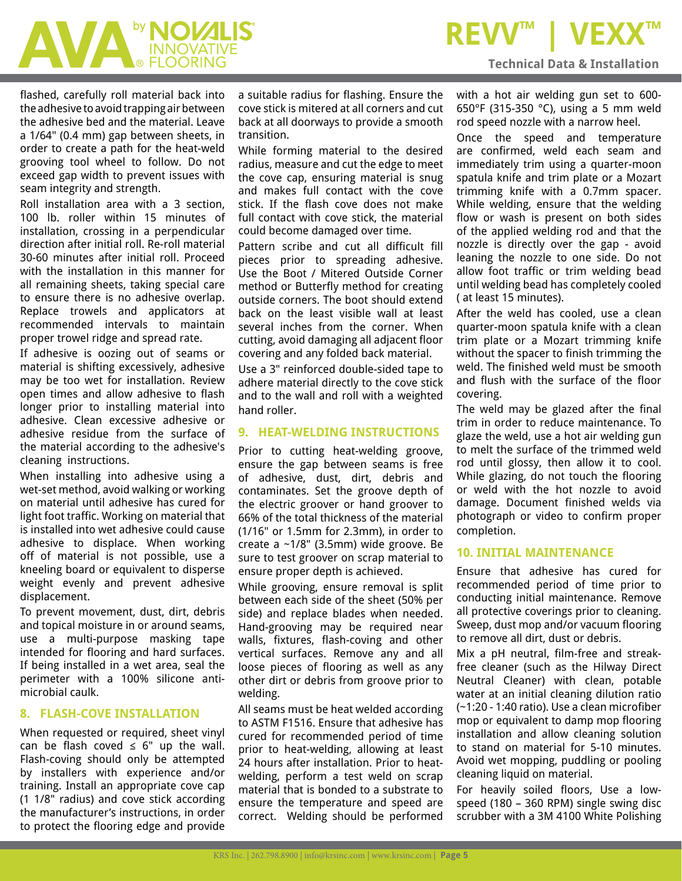flashed, carefully roll material back into the adhesive to avoid trapping air between the adhesive bed and the material. Leave a 1/64" (0.4 mm) gap between sheets, in order to create a path for the heat-weld grooving tool wheel to follow. Do not exceed gap width to prevent issues with seam integrity and strength.

Roll installation area with a 3 section, 100 lb. roller within 15 minutes of installation, crossing in a perpendicular direction after initial roll. Re-roll material 30-60 minutes after initial roll. Proceed with the installation in this manner for all remaining sheets, taking special care to ensure there is no adhesive overlap. Replace towels and applicators at recommended intervals to maintain proper trowel ridge and spread rate.

If adhesive is oozing out of seams or material is shifting excessively, adhesive may be too wet for installation. Review open times and allow adhesive to flash longer prior to installing material into adhesive. Clean excessive adhesive or adhesive residue from the surface of the material according to the adhesive's cleaning instructions.

When installing into adhesive using a wet-set method, avoid walking or working on material until adhesive has cured for light foot traffic. Working on material that is installed into wet adhesive could cause adhesive to displace. When working off of material is not possible, use a kneeling board or equivalent to disperse weight evenly and prevent adhesive displacement.

To prevent movement, dust, dirt, debris and topical moisture in or around seams, use a multi-purpose masking tape intended for flooring and hard surfaces. If being installed in a wet area, seal the perimeter with a 100% silicone anti-microbial caulk.

## 8. FLASH-COVE INSTALLATION

When requested or required, sheet vinyl can be flash coved ≤ 6" up the wall. Flash-coving should only be attempted by installers with experience and/or training. Install an appropriate cove cap (1 1/8" radius) and cove stick according the manufacturer's instructions, in order to protect the flooring edge and provide a suitable radius for flashing. Ensure the cove stick is mitered at all corners and cut back at all doorways to provide a smooth transition.

While forming material to the desired radius, measure and cut the edge to meet the cove cap, ensuring material is snug and makes full contact with the cove stick. If the flash cove does not make full contact with cove stick, the material could become damaged over time.

Pattern scribe and cut all difficult fill pieces prior to spreading adhesive. Use the Boot / Mitered Outside Corner method or Butterfly method for creating outside corners. The boot should extend back on the least visible wall at least several inches from the corner. When cutting, avoid damaging all adjacent floor covering and any folded back material.

Use a 3" reinforced double-sided tape to adhere material directly to the cove stick and to the wall and roll with a weighted hand roller.

## 9. HEAT-WELDING INSTRUCTIONS

Prior to cutting heat-welding groove, ensure the gap between seams is free of adhesive, dust, dirt, debris and contaminates. Set the groove depth of the electric groover or hand groover to 66% of the total thickness of the material (1/16" or 1.5mm for 2.3mm), in order to create a ~1/8" (3.5mm) wide groove. Be sure to test groover on scrap material to ensure proper depth is achieved.

While grooving, ensure removal is split between each side of the sheet (50% per side) and replace blades when needed. Hand-grooving may be required near walls, fixtures, flash-coving and other vertical surfaces. Remove any and all loose pieces of flooring as well as any other dirt or debris from groove prior to welding.

All seams must be heat welded according to ASTM F1516. Ensure that adhesive has cured for recommended period of time prior to heat-welding, allowing at least 24 hours after installation. Prior to heat-welding, perform a test weld on scrap material that is bonded to a substrate to ensure the temperature and speed are correct. Welding should be performed with a hot air welding gun set to 600-650°F (315-350 °C), using a 5 mm weld rod speed nozzle with a narrow heel.

Once the speed and temperature are confirmed, weld each seam and immediately trim using a quarter-moon spatula knife and trim plate or a Mozart trimming knife with a 0.7mm spacer. While welding, ensure that the welding flow or wash is present on both sides of the applied welding rod and that the nozzle is directly over the gap - avoid leaning the nozzle to one side. Do not allow foot traffic or trim welding bead until welding bead has completely cooled ( at least 15 minutes).

After the weld has cooled, use a clean quarter-moon spatula knife with a clean trim plate or a Mozart trimming knife without the spacer to finish trimming the weld. The finished weld must be smooth and flush with the surface of the floor covering.

The weld may be glazed after the final trim in order to reduce maintenance. To glaze the weld, use a hot air welding gun to melt the surface of the trimmed weld rod until glossy, then allow it to cool. While glazing, do not touch the flooring or weld with the hot nozzle to avoid damage. Document finished welds via photograph or video to confirm proper completion.

## 10. INITIAL MAINTENANCE

Ensure that adhesive has cured for recommended period of time prior to conducting initial maintenance. Remove all protective coverings prior to cleaning. Sweep, dust mop and/or vacuum flooring to remove all dirt, dust or debris.

Mix a pH neutral, film-free and streak-free cleaner (such as the Hilway Direct Neutral Cleaner) with clean, potable water at an initial cleaning dilution ratio (~1:20 - 1:40 ratio). Use a clean microfiber mop or equivalent to damp mop flooring installation and allow cleaning solution to stand on material for 5-10 minutes. Avoid wet mopping, puddling or pooling cleaning liquid on material.

For heavily soiled floors, Use a low-speed (180 – 360 RPM) single swing disc scrubber with a 3M 4100 White Polishing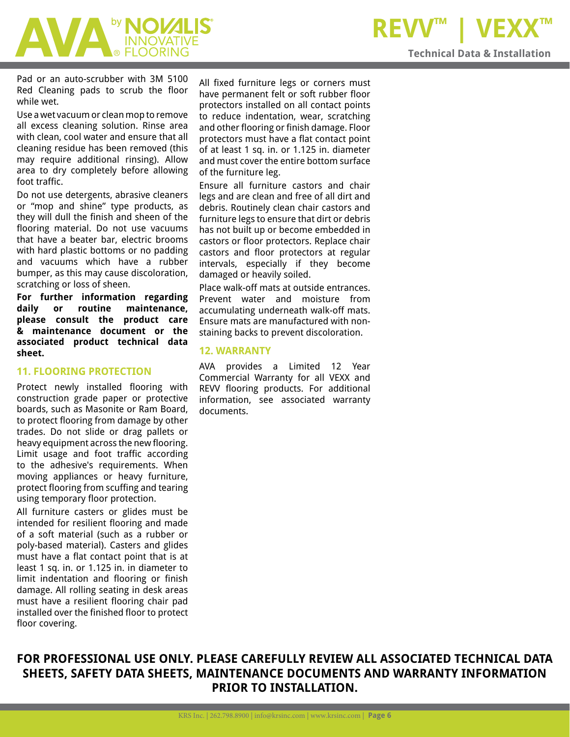Pad or an auto-scrubber with 3M 5100 Red Cleaning pads to scrub the floor while wet.

Use a wet vacuum or clean mop to remove all excess cleaning solution. Rinse area with clean, cool water and ensure that all cleaning residue has been removed (this may require additional rinsing). Allow area to dry completely before allowing foot traffic.

Do not use detergents, abrasive cleaners or "mop and shine" type products, as they will dull the finish and sheen of the flooring material. Do not use vacuums that have a beater bar, electric brooms with hard plastic bottoms or no padding and vacuums which have a rubber bumper, as this may cause discoloration, scratching or loss of sheen.

**For further information regarding daily or routine maintenance, please consult the product care & maintenance document or the associated product technical data sheet.**

## 11. FLOORING PROTECTION

Protect newly installed flooring with construction grade paper or protective boards, such as Masonite or Ram Board, to protect flooring from damage by other trades. Do not slide or drag pallets or heavy equipment across the new flooring. Limit usage and foot traffic according to the adhesive's requirements. When moving appliances or heavy furniture, protect flooring from scuffing and tearing using temporary floor protection.

All furniture casters or glides must be intended for resilient flooring and made of a soft material (such as a rubber or poly-based material). Casters and glides must have a flat contact point that is at least 1 sq. in. or 1.125 in. in diameter to limit indentation and flooring or finish damage. All rolling seating in desk areas must have a resilient flooring chair pad installed over the finished floor to protect floor covering.

All fixed furniture legs or corners must have permanent felt or soft rubber floor protectors installed on all contact points to reduce indentation, wear, scratching and other flooring or finish damage. Floor protectors must have a flat contact point of at least 1 sq. in. or 1.125 in. diameter and must cover the entire bottom surface of the furniture leg.

Ensure all furniture castors and chair legs and are clean and free of all dirt and debris. Routinely clean chair castors and furniture legs to ensure that dirt or debris has not built up or become embedded in castors or floor protectors. Replace chair castors and floor protectors at regular intervals, especially if they become damaged or heavily soiled.

Place walk-off mats at outside entrances. Prevent water and moisture from accumulating underneath walk-off mats. Ensure mats are manufactured with non-staining backs to prevent discoloration.

## 12. WARRANTY

AVA provides a Limited 12 Year Commercial Warranty for all VEXX and REVV flooring products. For additional information, see associated warranty documents.

**FOR PROFESSIONAL USE ONLY. PLEASE CAREFULLY REVIEW ALL ASSOCIATED TECHNICAL DATA SHEETS, SAFETY DATA SHEETS, MAINTENANCE DOCUMENTS AND WARRANTY INFORMATION PRIOR TO INSTALLATION.**